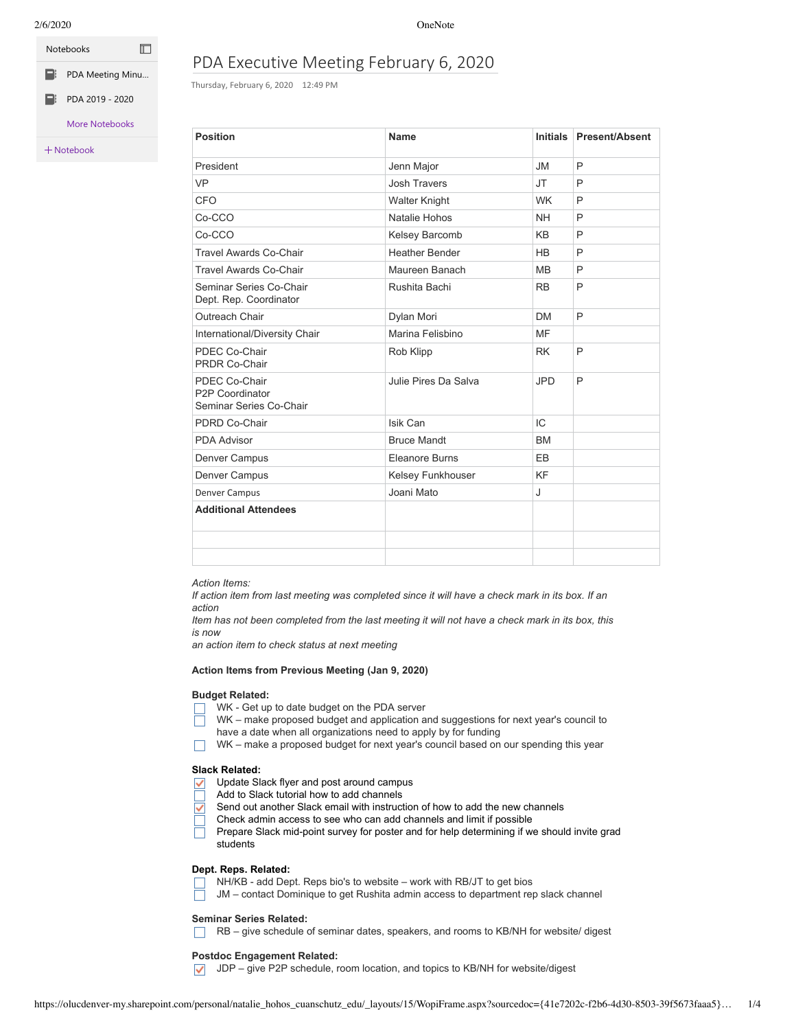# PDA Executive Meeting February 6, 2020

Thursday, February 6, 2020 12:49 PM

| Position | Name | Initials | Present/Absent |
|---|---|---|---|
| President | Jenn Major | JM | P |
| VP | Josh Travers | JT | P |
| CFO | Walter Knight | WK | P |
| Co-CCO | Natalie Hohos | NH | P |
| Co-CCO | Kelsey Barcomb | KB | P |
| Travel Awards Co-Chair | Heather Bender | HB | P |
| Travel Awards Co-Chair | Maureen Banach | MB | P |
| Seminar Series Co-Chair<br>Dept. Rep. Coordinator | Rushita Bachi | RB | P |
| Outreach Chair | Dylan Mori | DM | P |
| International/Diversity Chair | Marina Felisbino | MF | |
| PDEC Co-Chair<br>PRDR Co-Chair | Rob Klipp | RK | P |
| PDEC Co-Chair<br>P2P Coordinator<br>Seminar Series Co-Chair | Julie Pires Da Salva | JPD | P |
| PDRD Co-Chair | Isik Can | IC | |
| PDA Advisor | Bruce Mandt | BM | |
| Denver Campus | Eleanore Burns | EB | |
| Denver Campus | Kelsey Funkhouser | KF | |
| Denver Campus | Joani Mato | J | |
| **Additional Attendees** | | | |
| | | | |
| | | | |

*Action Items:*
*If action item from last meeting was completed since it will have a check mark in its box. If an action*
*Item has not been completed from the last meeting it will not have a check mark in its box, this is now*
*an action item to check status at next meeting*

**Action Items from Previous Meeting (Jan 9, 2020)**

**Budget Related:**

- [ ] WK - Get up to date budget on the PDA server
- [ ] WK – make proposed budget and application and suggestions for next year's council to have a date when all organizations need to apply by for funding
- [ ] WK – make a proposed budget for next year's council based on our spending this year

**Slack Related:**

- [x] Update Slack flyer and post around campus
- [ ] Add to Slack tutorial how to add channels
- [x] Send out another Slack email with instruction of how to add the new channels
- [ ] Check admin access to see who can add channels and limit if possible
- [ ] Prepare Slack mid-point survey for poster and for help determining if we should invite grad students

**Dept. Reps. Related:**

- [ ] NH/KB - add Dept. Reps bio's to website – work with RB/JT to get bios
- [ ] JM – contact Dominique to get Rushita admin access to department rep slack channel

**Seminar Series Related:**

- [ ] RB – give schedule of seminar dates, speakers, and rooms to KB/NH for website/ digest

**Postdoc Engagement Related:**

- [x] JDP – give P2P schedule, room location, and topics to KB/NH for website/digest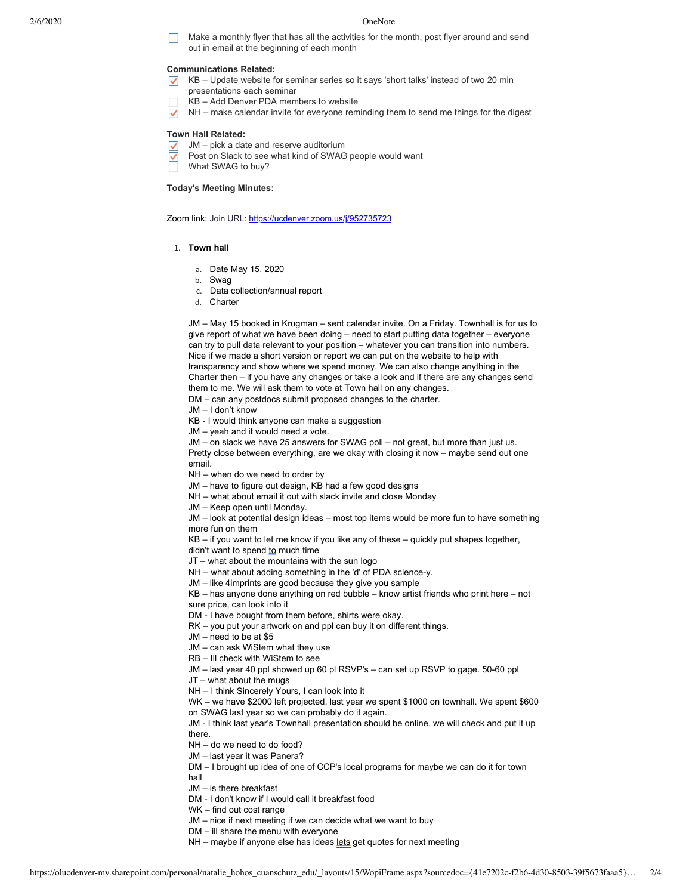- [ ] Make a monthly flyer that has all the activities for the month, post flyer around and send out in email at the beginning of each month

**Communications Related:**

- [x] KB – Update website for seminar series so it says 'short talks' instead of two 20 min presentations each seminar
- [ ] KB – Add Denver PDA members to website
- [x] NH – make calendar invite for everyone reminding them to send me things for the digest

**Town Hall Related:**

- [x] JM – pick a date and reserve auditorium
- [x] Post on Slack to see what kind of SWAG people would want
- [ ] What SWAG to buy?

**Today's Meeting Minutes:**

Zoom link: Join URL: https://ucdenver.zoom.us/j/952735723

1. **Town hall**
   a. Date May 15, 2020
   b. Swag
   c. Data collection/annual report
   d. Charter

JM – May 15 booked in Krugman – sent calendar invite. On a Friday. Townhall is for us to give report of what we have been doing – need to start putting data together – everyone can try to pull data relevant to your position – whatever you can transition into numbers. Nice if we made a short version or report we can put on the website to help with transparency and show where we spend money. We can also change anything in the Charter then – if you have any changes or take a look and if there are any changes send them to me. We will ask them to vote at Town hall on any changes.
DM – can any postdocs submit proposed changes to the charter.
JM – I don't know
KB - I would think anyone can make a suggestion
JM – yeah and it would need a vote.
JM – on slack we have 25 answers for SWAG poll – not great, but more than just us. Pretty close between everything, are we okay with closing it now – maybe send out one email.
NH – when do we need to order by
JM – have to figure out design, KB had a few good designs
NH – what about email it out with slack invite and close Monday
JM – Keep open until Monday.
JM – look at potential design ideas – most top items would be more fun to have something more fun on them
KB – if you want to let me know if you like any of these – quickly put shapes together, didn't want to spend to much time
JT – what about the mountains with the sun logo
NH – what about adding something in the 'd' of PDA science-y.
JM – like 4imprints are good because they give you sample
KB – has anyone done anything on red bubble – know artist friends who print here – not sure price, can look into it
DM - I have bought from them before, shirts were okay.
RK – you put your artwork on and ppl can buy it on different things.
JM – need to be at $5
JM – can ask WiStem what they use
RB – Ill check with WiStem to see
JM – last year 40 ppl showed up 60 pl RSVP's – can set up RSVP to gage. 50-60 ppl
JT – what about the mugs
NH – I think Sincerely Yours, I can look into it
WK – we have $2000 left projected, last year we spent $1000 on townhall. We spent $600 on SWAG last year so we can probably do it again.
JM - I think last year's Townhall presentation should be online, we will check and put it up there.
NH – do we need to do food?
JM – last year it was Panera?
DM – I brought up idea of one of CCP's local programs for maybe we can do it for town hall
JM – is there breakfast
DM - I don't know if I would call it breakfast food
WK – find out cost range
JM – nice if next meeting if we can decide what we want to buy
DM – ill share the menu with everyone
NH – maybe if anyone else has ideas lets get quotes for next meeting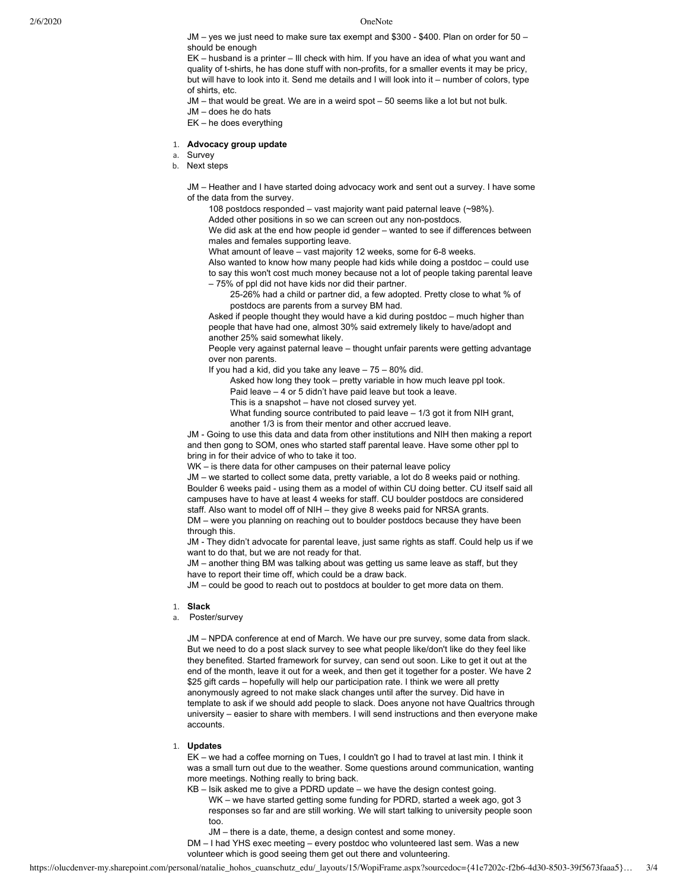JM – yes we just need to make sure tax exempt and $300 - $400. Plan on order for 50 – should be enough

EK – husband is a printer – Ill check with him. If you have an idea of what you want and quality of t-shirts, he has done stuff with non-profits, for a smaller events it may be pricy, but will have to look into it. Send me details and I will look into it – number of colors, type of shirts, etc.

JM – that would be great. We are in a weird spot – 50 seems like a lot but not bulk.

JM – does he do hats

EK – he does everything

1. **Advocacy group update**

a. Survey

b. Next steps

JM – Heather and I have started doing advocacy work and sent out a survey. I have some of the data from the survey.

- 108 postdocs responded – vast majority want paid paternal leave (~98%).
- Added other positions in so we can screen out any non-postdocs.
- We did ask at the end how people id gender – wanted to see if differences between males and females supporting leave.
- What amount of leave – vast majority 12 weeks, some for 6-8 weeks.
- Also wanted to know how many people had kids while doing a postdoc – could use to say this won't cost much money because not a lot of people taking parental leave – 75% of ppl did not have kids nor did their partner.
  - 25-26% had a child or partner did, a few adopted. Pretty close to what % of postdocs are parents from a survey BM had.
- Asked if people thought they would have a kid during postdoc – much higher than people that have had one, almost 30% said extremely likely to have/adopt and another 25% said somewhat likely.
- People very against paternal leave – thought unfair parents were getting advantage over non parents.
- If you had a kid, did you take any leave – 75 – 80% did.
  - Asked how long they took – pretty variable in how much leave ppl took.
  - Paid leave – 4 or 5 didn't have paid leave but took a leave.
  - This is a snapshot – have not closed survey yet.
  - What funding source contributed to paid leave – 1/3 got it from NIH grant, another 1/3 is from their mentor and other accrued leave.

JM - Going to use this data and data from other institutions and NIH then making a report and then gong to SOM, ones who started staff parental leave. Have some other ppl to bring in for their advice of who to take it too.

WK – is there data for other campuses on their paternal leave policy

JM – we started to collect some data, pretty variable, a lot do 8 weeks paid or nothing. Boulder 6 weeks paid - using them as a model of within CU doing better. CU itself said all campuses have to have at least 4 weeks for staff. CU boulder postdocs are considered staff. Also want to model off of NIH – they give 8 weeks paid for NRSA grants.

DM – were you planning on reaching out to boulder postdocs because they have been through this.

JM - They didn't advocate for parental leave, just same rights as staff. Could help us if we want to do that, but we are not ready for that.

JM – another thing BM was talking about was getting us same leave as staff, but they have to report their time off, which could be a draw back.

JM – could be good to reach out to postdocs at boulder to get more data on them.

1. **Slack**

a. Poster/survey

JM – NPDA conference at end of March. We have our pre survey, some data from slack. But we need to do a post slack survey to see what people like/don't like do they feel like they benefited. Started framework for survey, can send out soon. Like to get it out at the end of the month, leave it out for a week, and then get it together for a poster. We have 2 $25 gift cards – hopefully will help our participation rate. I think we were all pretty anonymously agreed to not make slack changes until after the survey. Did have in template to ask if we should add people to slack. Does anyone not have Qualtrics through university – easier to share with members. I will send instructions and then everyone make accounts.

1. **Updates**

EK – we had a coffee morning on Tues, I couldn't go I had to travel at last min. I think it was a small turn out due to the weather. Some questions around communication, wanting more meetings. Nothing really to bring back.

KB – Isik asked me to give a PDRD update – we have the design contest going.

- WK – we have started getting some funding for PDRD, started a week ago, got 3 responses so far and are still working. We will start talking to university people soon too.
- JM – there is a date, theme, a design contest and some money.

DM – I had YHS exec meeting – every postdoc who volunteered last sem. Was a new volunteer which is good seeing them get out there and volunteering.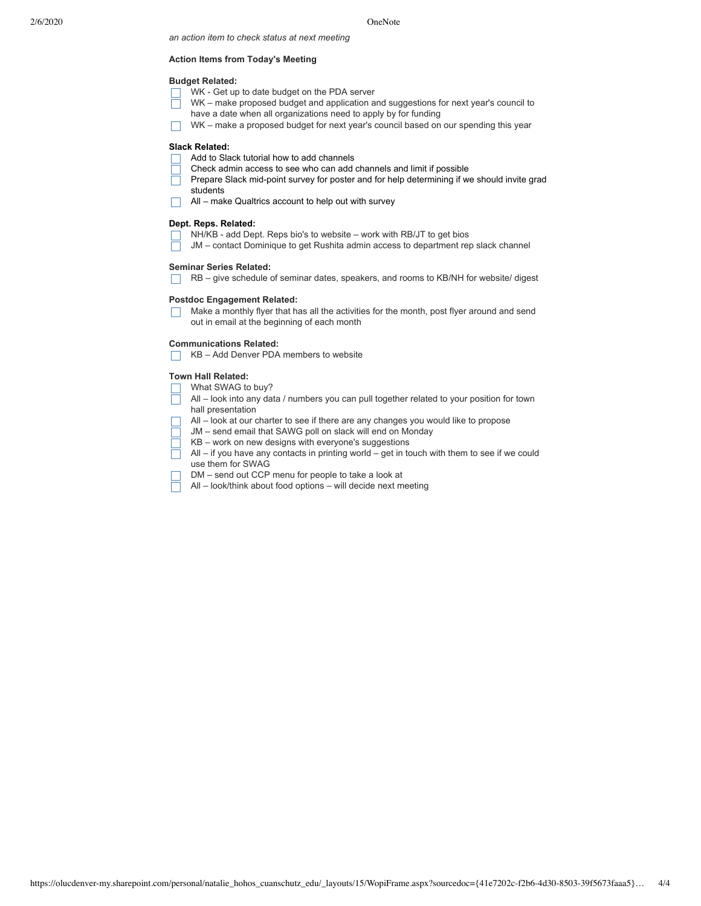*an action item to check status at next meeting*

**Action Items from Today's Meeting**

**Budget Related:**

- [ ] WK - Get up to date budget on the PDA server
- [ ] WK – make proposed budget and application and suggestions for next year's council to have a date when all organizations need to apply by for funding
- [ ] WK – make a proposed budget for next year's council based on our spending this year

**Slack Related:**

- [ ] Add to Slack tutorial how to add channels
- [ ] Check admin access to see who can add channels and limit if possible
- [ ] Prepare Slack mid-point survey for poster and for help determining if we should invite grad students
- [ ] All – make Qualtrics account to help out with survey

**Dept. Reps. Related:**

- [ ] NH/KB - add Dept. Reps bio's to website – work with RB/JT to get bios
- [ ] JM – contact Dominique to get Rushita admin access to department rep slack channel

**Seminar Series Related:**

- [ ] RB – give schedule of seminar dates, speakers, and rooms to KB/NH for website/ digest

**Postdoc Engagement Related:**

- [ ] Make a monthly flyer that has all the activities for the month, post flyer around and send out in email at the beginning of each month

**Communications Related:**

- [ ] KB – Add Denver PDA members to website

**Town Hall Related:**

- [ ] What SWAG to buy?
- [ ] All – look into any data / numbers you can pull together related to your position for town hall presentation
- [ ] All – look at our charter to see if there are any changes you would like to propose
- [ ] JM – send email that SAWG poll on slack will end on Monday
- [ ] KB – work on new designs with everyone's suggestions
- [ ] All – if you have any contacts in printing world – get in touch with them to see if we could use them for SWAG
- [ ] DM – send out CCP menu for people to take a look at
- [ ] All – look/think about food options – will decide next meeting